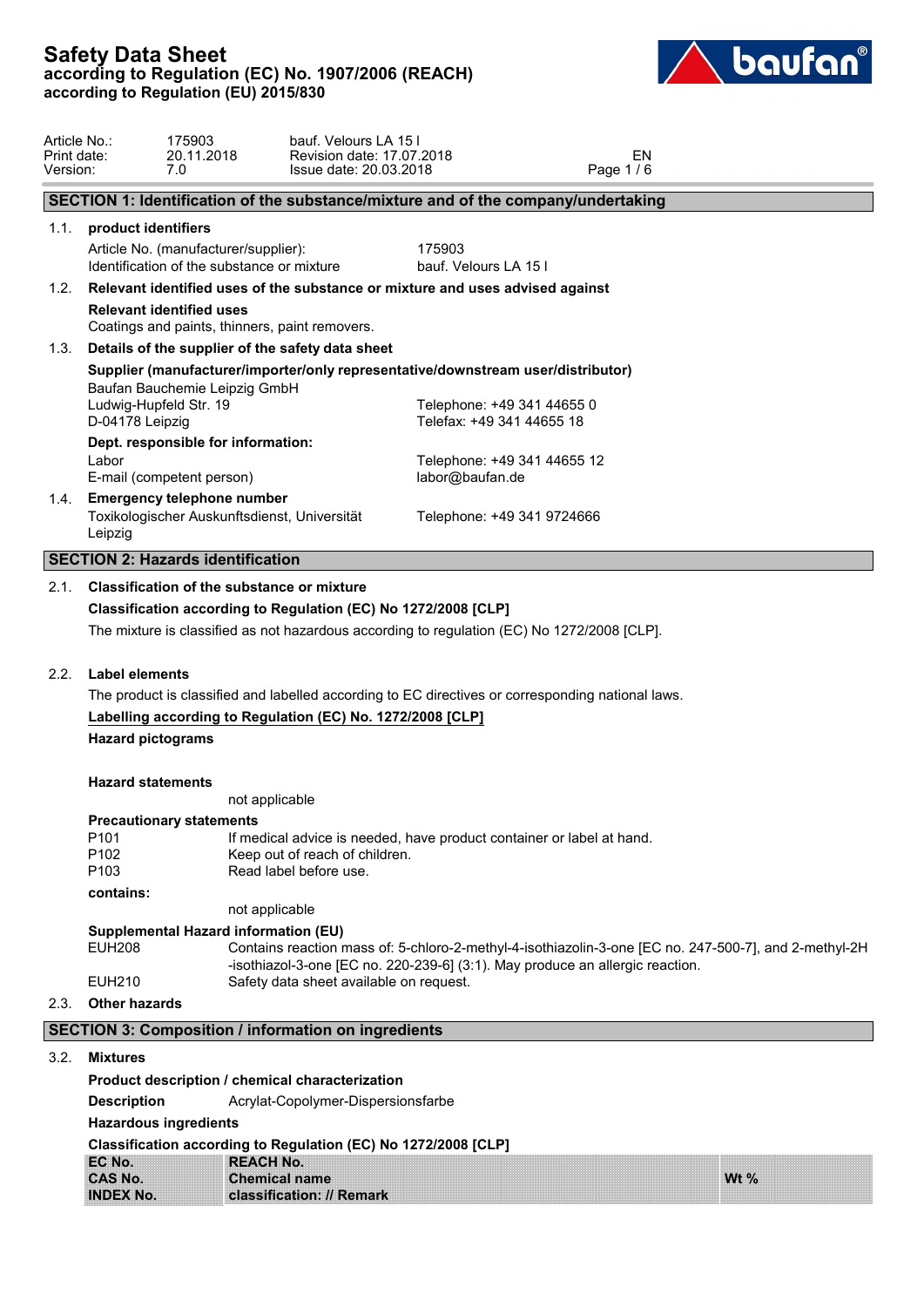# Safety Data Sheet
**according to Regulation (EC) No. 1907/2006 (REACH)**
**according to Regulation (EU) 2015/830**

| | | | |
|---|---|---|---|
| Article No.: | 175903 | bauf. Velours LA 15 l | |
| Print date: | 20.11.2018 | Revision date: 17.07.2018 | EN |
| Version: | 7.0 | Issue date: 20.03.2018 | |

## SECTION 1: Identification of the substance/mixture and of the company/undertaking

### 1.1. product identifiers

| | |
|---|---|
| Article No. (manufacturer/supplier): | 175903 |
| Identification of the substance or mixture | bauf. Velours LA 15 l |

### 1.2. Relevant identified uses of the substance or mixture and uses advised against

**Relevant identified uses**

Coatings and paints, thinners, paint removers.

### 1.3. Details of the supplier of the safety data sheet

**Supplier (manufacturer/importer/only representative/downstream user/distributor)**

Baufan Bauchemie Leipzig GmbH
Ludwig-Hupfeld Str. 19 — Telephone: +49 341 44655 0
D-04178 Leipzig — Telefax: +49 341 44655 18

**Dept. responsible for information:**

Labor — Telephone: +49 341 44655 12
E-mail (competent person) — labor@baufan.de

### 1.4. Emergency telephone number

Toxikologischer Auskunftsdienst, Universität Leipzig — Telephone: +49 341 9724666

## SECTION 2: Hazards identification

### 2.1. Classification of the substance or mixture

**Classification according to Regulation (EC) No 1272/2008 [CLP]**

The mixture is classified as not hazardous according to regulation (EC) No 1272/2008 [CLP].

### 2.2. Label elements

The product is classified and labelled according to EC directives or corresponding national laws.

**Labelling according to Regulation (EC) No. 1272/2008 [CLP]**

**Hazard pictograms**

**Hazard statements**

not applicable

**Precautionary statements**

| | |
|---|---|
| P101 | If medical advice is needed, have product container or label at hand. |
| P102 | Keep out of reach of children. |
| P103 | Read label before use. |

**contains:**

not applicable

**Supplemental Hazard information (EU)**

| | |
|---|---|
| EUH208 | Contains reaction mass of: 5-chloro-2-methyl-4-isothiazolin-3-one [EC no. 247-500-7], and 2-methyl-2H-isothiazol-3-one [EC no. 220-239-6] (3:1). May produce an allergic reaction. |
| EUH210 | Safety data sheet available on request. |

### 2.3. Other hazards

## SECTION 3: Composition / information on ingredients

### 3.2. Mixtures

**Product description / chemical characterization**

**Description** Acrylat-Copolymer-Dispersionsfarbe

**Hazardous ingredients**

**Classification according to Regulation (EC) No 1272/2008 [CLP]**

| EC No.<br>CAS No.<br>INDEX No. | REACH No.<br>Chemical name<br>classification: // Remark | Wt % |
|---|---|---|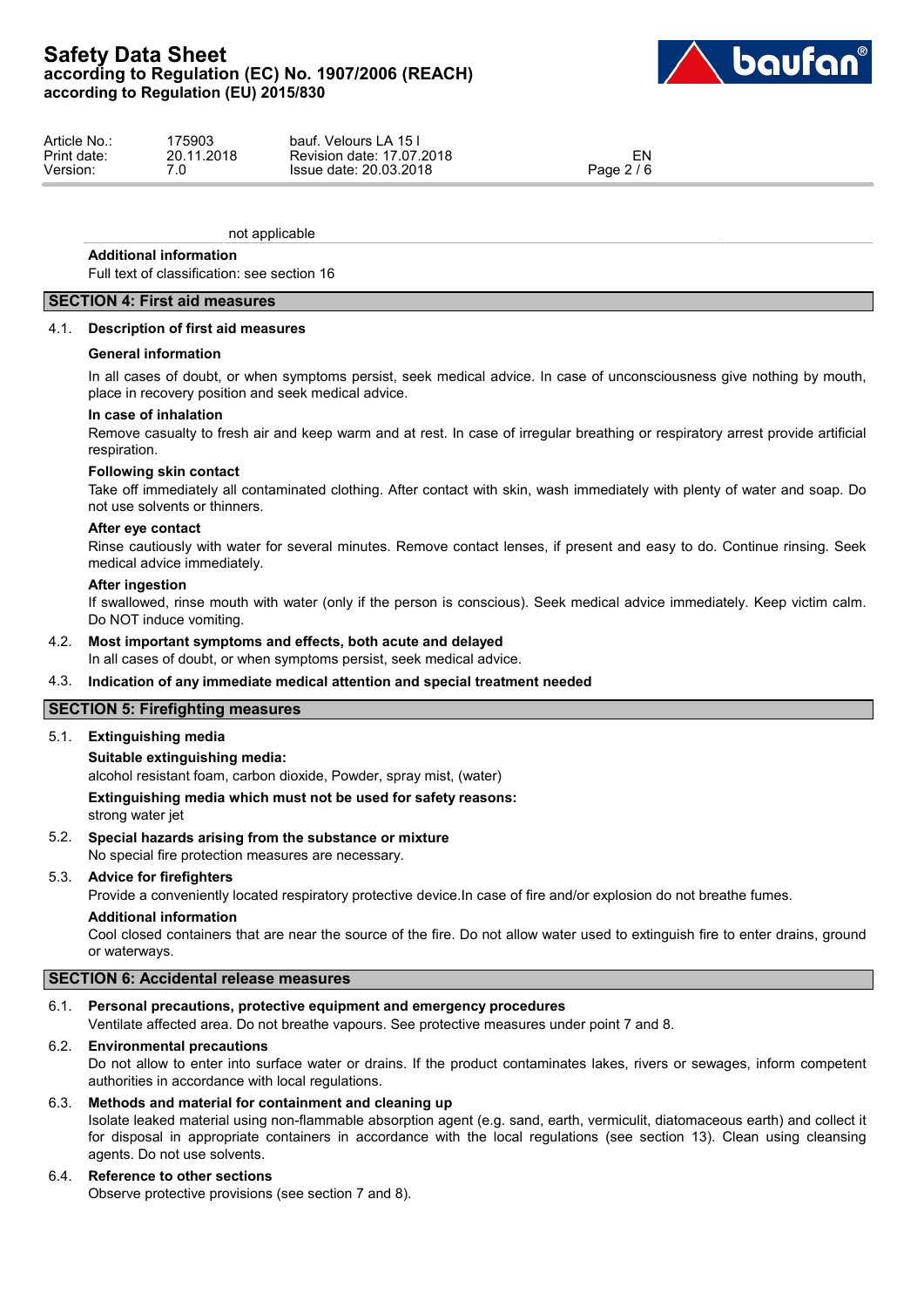not applicable

**Additional information**

Full text of classification: see section 16

## SECTION 4: First aid measures

### 4.1. Description of first aid measures

**General information**

In all cases of doubt, or when symptoms persist, seek medical advice. In case of unconsciousness give nothing by mouth, place in recovery position and seek medical advice.

**In case of inhalation**

Remove casualty to fresh air and keep warm and at rest. In case of irregular breathing or respiratory arrest provide artificial respiration.

**Following skin contact**

Take off immediately all contaminated clothing. After contact with skin, wash immediately with plenty of water and soap. Do not use solvents or thinners.

**After eye contact**

Rinse cautiously with water for several minutes. Remove contact lenses, if present and easy to do. Continue rinsing. Seek medical advice immediately.

**After ingestion**

If swallowed, rinse mouth with water (only if the person is conscious). Seek medical advice immediately. Keep victim calm. Do NOT induce vomiting.

### 4.2. Most important symptoms and effects, both acute and delayed

In all cases of doubt, or when symptoms persist, seek medical advice.

### 4.3. Indication of any immediate medical attention and special treatment needed

## SECTION 5: Firefighting measures

### 5.1. Extinguishing media

**Suitable extinguishing media:**

alcohol resistant foam, carbon dioxide, Powder, spray mist, (water)

**Extinguishing media which must not be used for safety reasons:**

strong water jet

### 5.2. Special hazards arising from the substance or mixture

No special fire protection measures are necessary.

### 5.3. Advice for firefighters

Provide a conveniently located respiratory protective device.In case of fire and/or explosion do not breathe fumes.

**Additional information**

Cool closed containers that are near the source of the fire. Do not allow water used to extinguish fire to enter drains, ground or waterways.

## SECTION 6: Accidental release measures

### 6.1. Personal precautions, protective equipment and emergency procedures

Ventilate affected area. Do not breathe vapours. See protective measures under point 7 and 8.

### 6.2. Environmental precautions

Do not allow to enter into surface water or drains. If the product contaminates lakes, rivers or sewages, inform competent authorities in accordance with local regulations.

### 6.3. Methods and material for containment and cleaning up

Isolate leaked material using non-flammable absorption agent (e.g. sand, earth, vermiculit, diatomaceous earth) and collect it for disposal in appropriate containers in accordance with the local regulations (see section 13). Clean using cleansing agents. Do not use solvents.

### 6.4. Reference to other sections

Observe protective provisions (see section 7 and 8).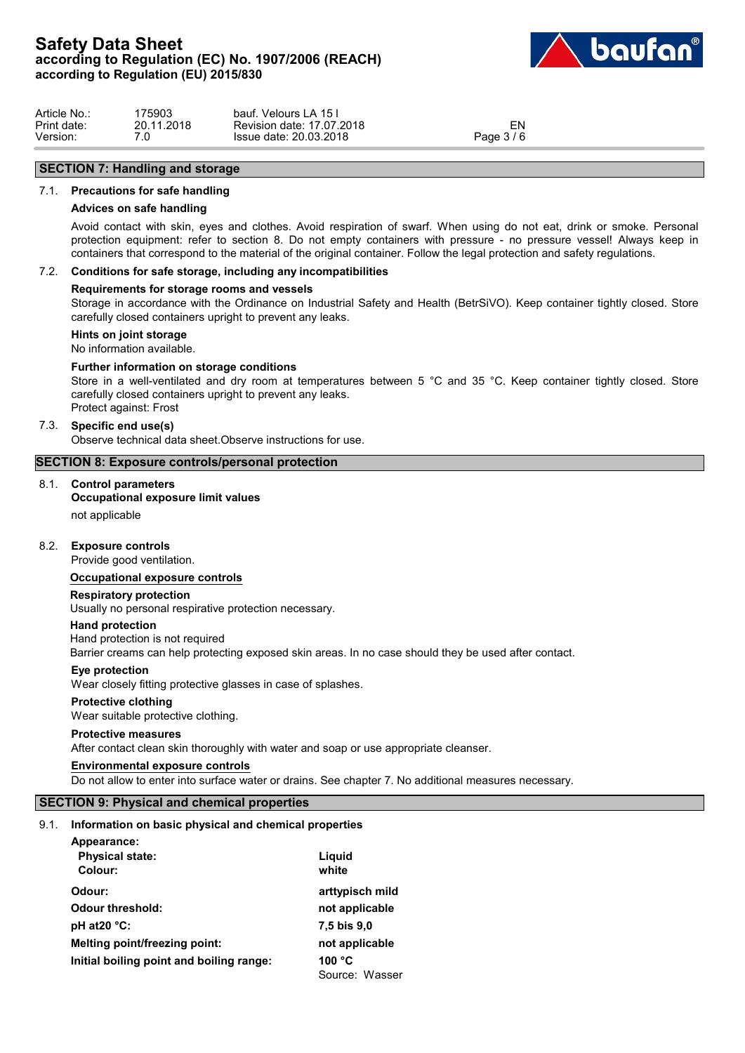## SECTION 7: Handling and storage

### 7.1. Precautions for safe handling

**Advices on safe handling**

Avoid contact with skin, eyes and clothes. Avoid respiration of swarf. When using do not eat, drink or smoke. Personal protection equipment: refer to section 8. Do not empty containers with pressure - no pressure vessel! Always keep in containers that correspond to the material of the original container. Follow the legal protection and safety regulations.

### 7.2. Conditions for safe storage, including any incompatibilities

**Requirements for storage rooms and vessels**

Storage in accordance with the Ordinance on Industrial Safety and Health (BetrSiVO). Keep container tightly closed. Store carefully closed containers upright to prevent any leaks.

**Hints on joint storage**

No information available.

**Further information on storage conditions**

Store in a well-ventilated and dry room at temperatures between 5 °C and 35 °C. Keep container tightly closed. Store carefully closed containers upright to prevent any leaks.
Protect against: Frost

### 7.3. Specific end use(s)

Observe technical data sheet.Observe instructions for use.

## SECTION 8: Exposure controls/personal protection

### 8.1. Control parameters

**Occupational exposure limit values**

not applicable

### 8.2. Exposure controls

Provide good ventilation.

**Occupational exposure controls**

**Respiratory protection**

Usually no personal respirative protection necessary.

**Hand protection**

Hand protection is not required
Barrier creams can help protecting exposed skin areas. In no case should they be used after contact.

**Eye protection**

Wear closely fitting protective glasses in case of splashes.

**Protective clothing**

Wear suitable protective clothing.

**Protective measures**

After contact clean skin thoroughly with water and soap or use appropriate cleanser.

**Environmental exposure controls**

Do not allow to enter into surface water or drains. See chapter 7. No additional measures necessary.

## SECTION 9: Physical and chemical properties

### 9.1. Information on basic physical and chemical properties

**Appearance:**

| | |
|---|---|
| **Physical state:** | **Liquid** |
| **Colour:** | **white** |
| **Odour:** | **arttypisch mild** |
| **Odour threshold:** | **not applicable** |
| **pH at20 °C:** | **7,5 bis 9,0** |
| **Melting point/freezing point:** | **not applicable** |
| **Initial boiling point and boiling range:** | **100 °C** Source: Wasser |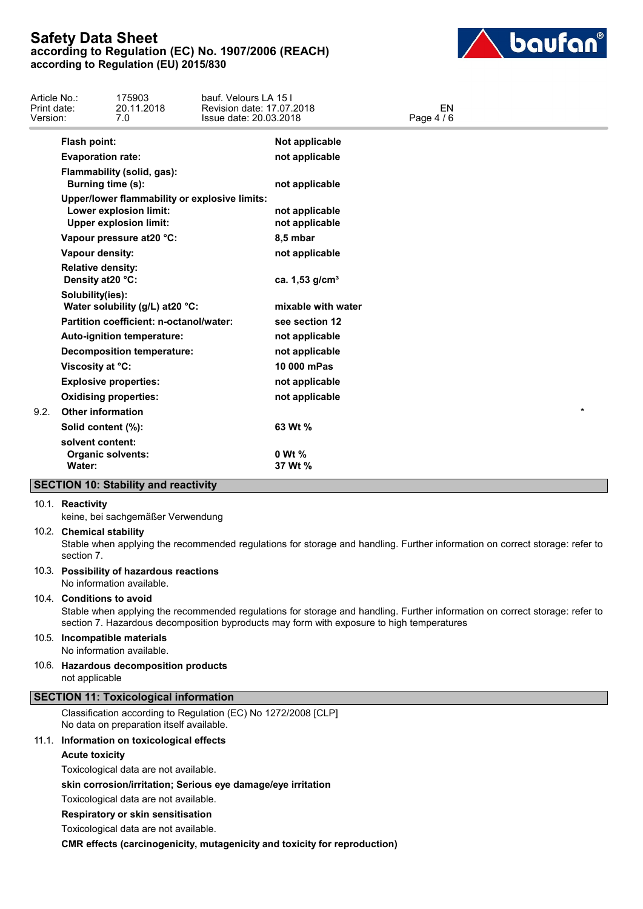| | |
|---|---|
| **Flash point:** | **Not applicable** |
| **Evaporation rate:** | **not applicable** |
| **Flammability (solid, gas):** | |
| **Burning time (s):** | **not applicable** |
| **Upper/lower flammability or explosive limits:** | |
| **Lower explosion limit:** | **not applicable** |
| **Upper explosion limit:** | **not applicable** |
| **Vapour pressure at20 °C:** | **8,5 mbar** |
| **Vapour density:** | **not applicable** |
| **Relative density:** | |
| **Density at20 °C:** | **ca. 1,53 g/cm³** |
| **Solubility(ies):** | |
| **Water solubility (g/L) at20 °C:** | **mixable with water** |
| **Partition coefficient: n-octanol/water:** | **see section 12** |
| **Auto-ignition temperature:** | **not applicable** |
| **Decomposition temperature:** | **not applicable** |
| **Viscosity at °C:** | **10 000 mPas** |
| **Explosive properties:** | **not applicable** |
| **Oxidising properties:** | **not applicable** |

### 9.2. Other information *

| | |
|---|---|
| **Solid content (%):** | **63 Wt %** |
| **solvent content:** | |
| **Organic solvents:** | **0 Wt %** |
| **Water:** | **37 Wt %** |

## SECTION 10: Stability and reactivity

### 10.1. Reactivity

keine, bei sachgemäßer Verwendung

### 10.2. Chemical stability

Stable when applying the recommended regulations for storage and handling. Further information on correct storage: refer to section 7.

### 10.3. Possibility of hazardous reactions

No information available.

### 10.4. Conditions to avoid

Stable when applying the recommended regulations for storage and handling. Further information on correct storage: refer to section 7. Hazardous decomposition byproducts may form with exposure to high temperatures

### 10.5. Incompatible materials

No information available.

### 10.6. Hazardous decomposition products

not applicable

## SECTION 11: Toxicological information

Classification according to Regulation (EC) No 1272/2008 [CLP]
No data on preparation itself available.

### 11.1. Information on toxicological effects

**Acute toxicity**

Toxicological data are not available.

**skin corrosion/irritation; Serious eye damage/eye irritation**

Toxicological data are not available.

**Respiratory or skin sensitisation**

Toxicological data are not available.

**CMR effects (carcinogenicity, mutagenicity and toxicity for reproduction)**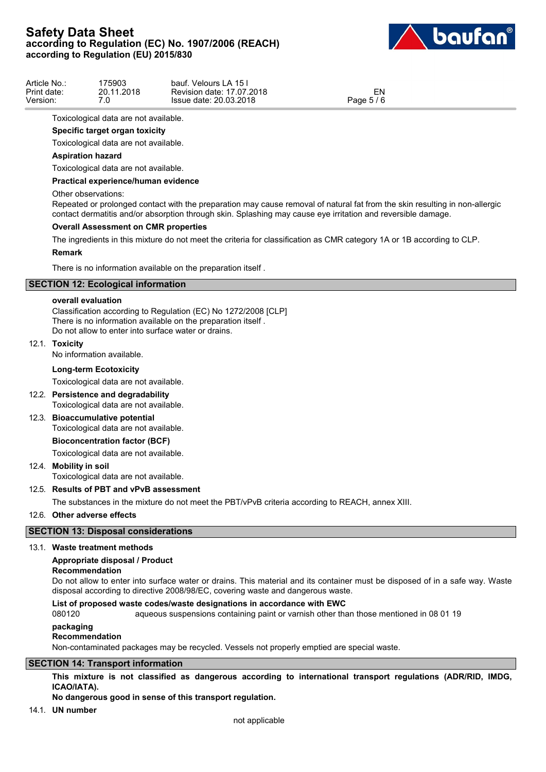Toxicological data are not available.

**Specific target organ toxicity**

Toxicological data are not available.

**Aspiration hazard**

Toxicological data are not available.

**Practical experience/human evidence**

Other observations:

Repeated or prolonged contact with the preparation may cause removal of natural fat from the skin resulting in non-allergic contact dermatitis and/or absorption through skin. Splashing may cause eye irritation and reversible damage.

**Overall Assessment on CMR properties**

The ingredients in this mixture do not meet the criteria for classification as CMR category 1A or 1B according to CLP.

**Remark**

There is no information available on the preparation itself .

## SECTION 12: Ecological information

**overall evaluation**

Classification according to Regulation (EC) No 1272/2008 [CLP]
There is no information available on the preparation itself .
Do not allow to enter into surface water or drains.

### 12.1. Toxicity

No information available.

**Long-term Ecotoxicity**

Toxicological data are not available.

### 12.2. Persistence and degradability

Toxicological data are not available.

### 12.3. Bioaccumulative potential

Toxicological data are not available.

**Bioconcentration factor (BCF)**

Toxicological data are not available.

### 12.4. Mobility in soil

Toxicological data are not available.

### 12.5. Results of PBT and vPvB assessment

The substances in the mixture do not meet the PBT/vPvB criteria according to REACH, annex XIII.

### 12.6. Other adverse effects

## SECTION 13: Disposal considerations

### 13.1. Waste treatment methods

**Appropriate disposal / Product**
**Recommendation**

Do not allow to enter into surface water or drains. This material and its container must be disposed of in a safe way. Waste disposal according to directive 2008/98/EC, covering waste and dangerous waste.

**List of proposed waste codes/waste designations in accordance with EWC**

080120 aqueous suspensions containing paint or varnish other than those mentioned in 08 01 19

**packaging**
**Recommendation**

Non-contaminated packages may be recycled. Vessels not properly emptied are special waste.

## SECTION 14: Transport information

**This mixture is not classified as dangerous according to international transport regulations (ADR/RID, IMDG, ICAO/IATA).**

**No dangerous good in sense of this transport regulation.**

### 14.1. UN number

not applicable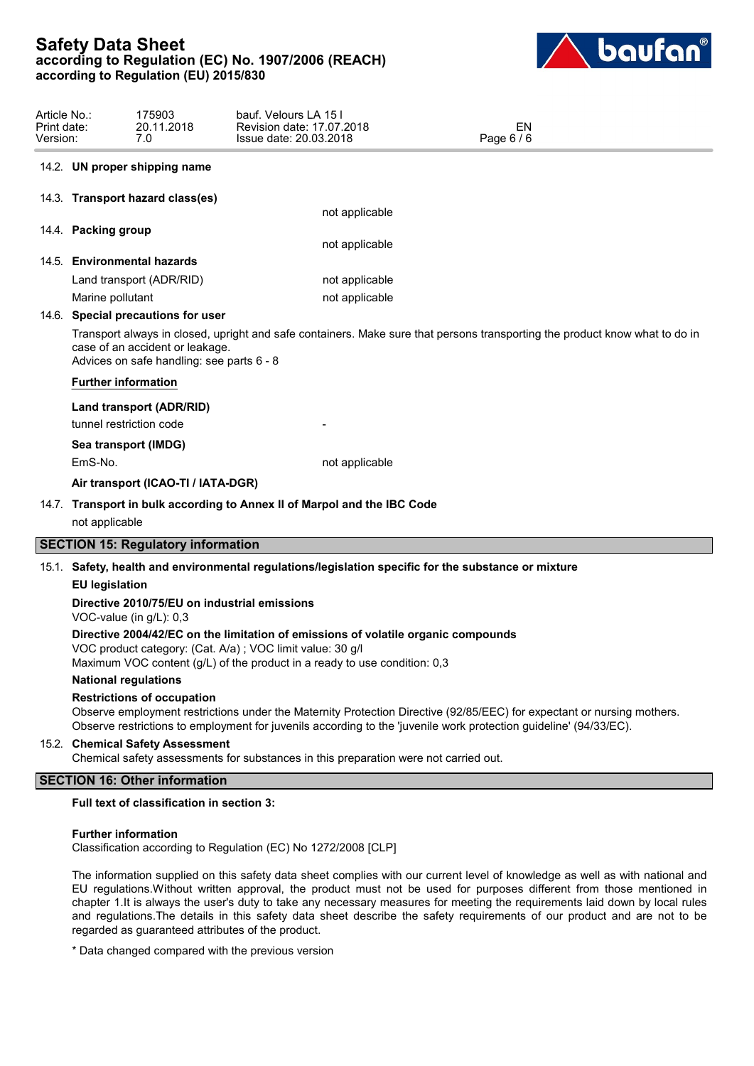**14.2. UN proper shipping name**

**14.3. Transport hazard class(es)**

not applicable

**14.4. Packing group**

not applicable

**14.5. Environmental hazards**

| | |
|---|---|
| Land transport (ADR/RID) | not applicable |
| Marine pollutant | not applicable |

**14.6. Special precautions for user**

Transport always in closed, upright and safe containers. Make sure that persons transporting the product know what to do in case of an accident or leakage.
Advices on safe handling: see parts 6 - 8

**Further information**

**Land transport (ADR/RID)**

| | |
|---|---|
| tunnel restriction code | - |

**Sea transport (IMDG)**

| | |
|---|---|
| EmS-No. | not applicable |

**Air transport (ICAO-TI / IATA-DGR)**

**14.7. Transport in bulk according to Annex II of Marpol and the IBC Code**

not applicable

## SECTION 15: Regulatory information

**15.1. Safety, health and environmental regulations/legislation specific for the substance or mixture**

**EU legislation**

**Directive 2010/75/EU on industrial emissions**

VOC-value (in g/L): 0,3

**Directive 2004/42/EC on the limitation of emissions of volatile organic compounds**

VOC product category: (Cat. A/a) ; VOC limit value: 30 g/l
Maximum VOC content (g/L) of the product in a ready to use condition: 0,3

**National regulations**

**Restrictions of occupation**

Observe employment restrictions under the Maternity Protection Directive (92/85/EEC) for expectant or nursing mothers.
Observe restrictions to employment for juvenils according to the 'juvenile work protection guideline' (94/33/EC).

**15.2. Chemical Safety Assessment**

Chemical safety assessments for substances in this preparation were not carried out.

## SECTION 16: Other information

**Full text of classification in section 3:**

**Further information**

Classification according to Regulation (EC) No 1272/2008 [CLP]

The information supplied on this safety data sheet complies with our current level of knowledge as well as with national and EU regulations.Without written approval, the product must not be used for purposes different from those mentioned in chapter 1.It is always the user's duty to take any necessary measures for meeting the requirements laid down by local rules and regulations.The details in this safety data sheet describe the safety requirements of our product and are not to be regarded as guaranteed attributes of the product.

* Data changed compared with the previous version